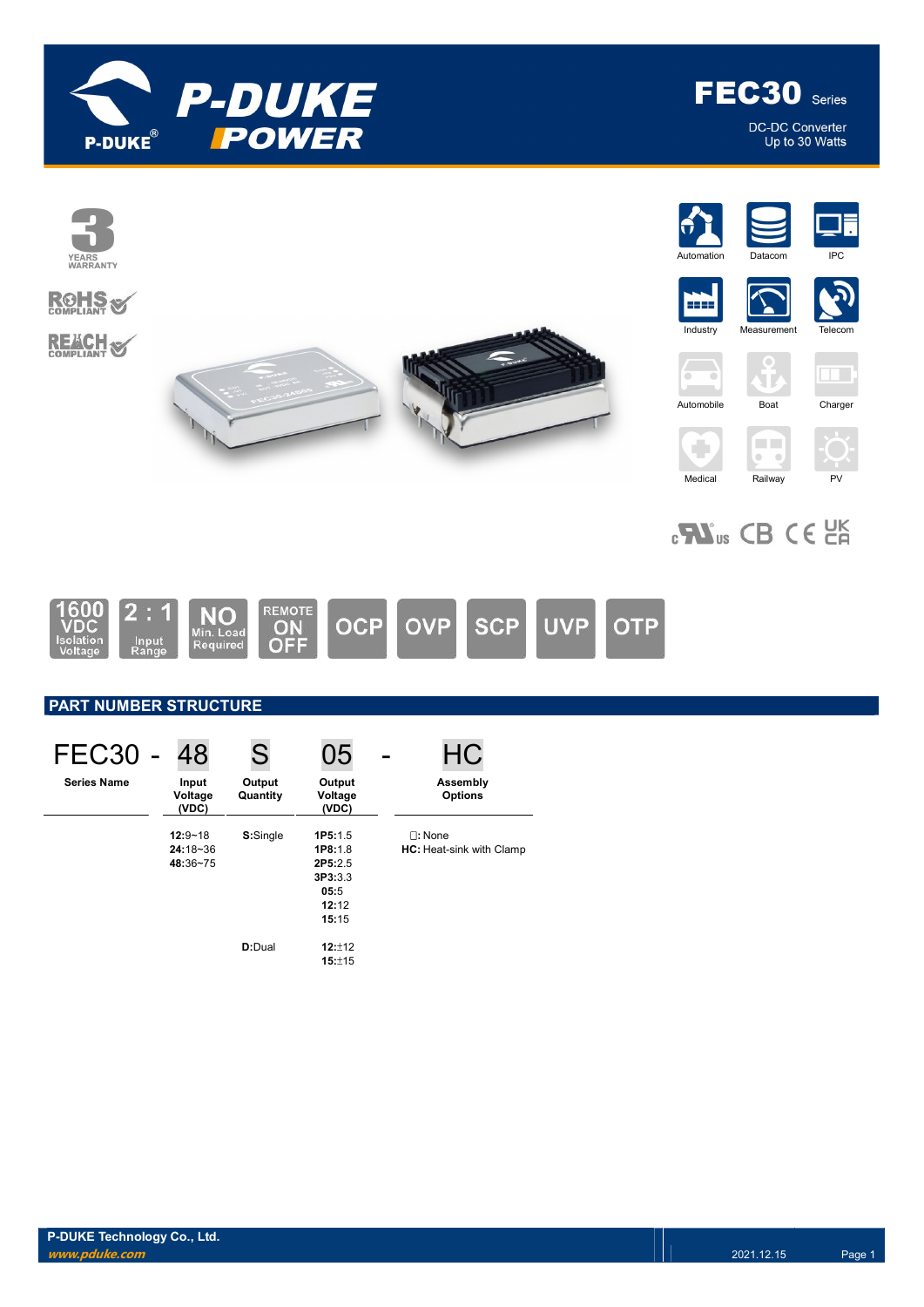# FEC30 Series

DC-DC Converter
Up to 30 Watts

Automation | Datacom | IPC | Industry | Measurement | Telecom | Automobile | Boat | Charger | Medical | Railway | PV

1600 VDC Isolation Voltage | 2 : 1 Input Range | NO Min. Load Required | REMOTE ON OFF | OCP | OVP | SCP | UVP | OTP

## PART NUMBER STRUCTURE

FEC30 - 48 S 05 - HC

| Series Name | Input Voltage (VDC) | Output Quantity | Output Voltage (VDC) | Assembly Options |
|---|---|---|---|---|
| FEC30 | **12**:9~18<br>**24**:18~36<br>**48**:36~75 | **S**:Single | **1P5**:1.5<br>**1P8**:1.8<br>**2P5**:2.5<br>**3P3**:3.3<br>**05**:5<br>**12**:12<br>**15**:15 | ☐**:** None<br>**HC:** Heat-sink with Clamp |
| | | **D**:Dual | **12**:±12<br>**15**:±15 | |

P-DUKE Technology Co., Ltd.
*www.pduke.com*
2021.12.15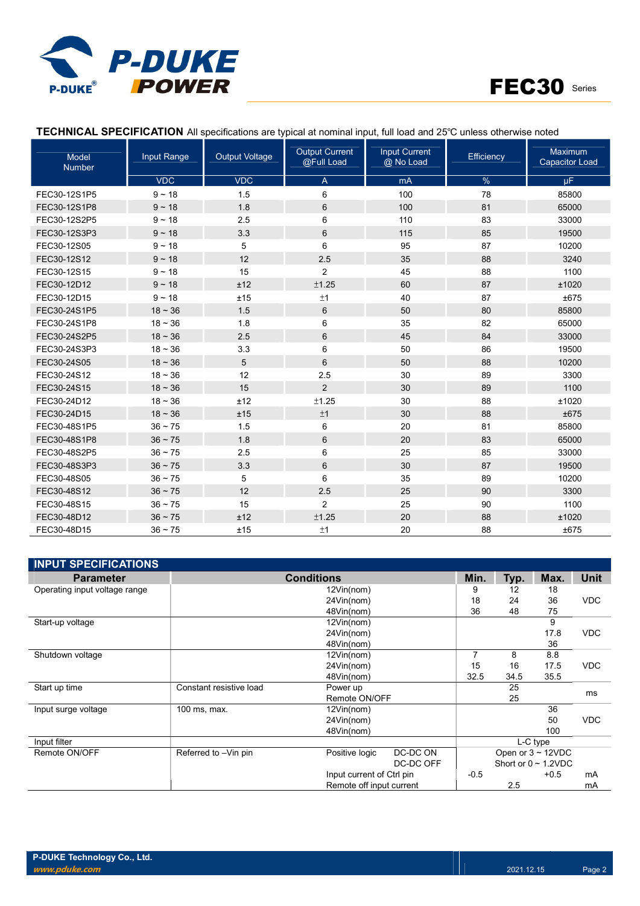## TECHNICAL SPECIFICATION

All specifications are typical at nominal input, full load and 25℃ unless otherwise noted

| Model Number | Input Range | Output Voltage | Output Current @Full Load | Input Current @ No Load | Efficiency | Maximum Capacitor Load |
|---|---|---|---|---|---|---|
| | VDC | VDC | A | mA | % | µF |
| FEC30-12S1P5 | 9 ~ 18 | 1.5 | 6 | 100 | 78 | 85800 |
| FEC30-12S1P8 | 9 ~ 18 | 1.8 | 6 | 100 | 81 | 65000 |
| FEC30-12S2P5 | 9 ~ 18 | 2.5 | 6 | 110 | 83 | 33000 |
| FEC30-12S3P3 | 9 ~ 18 | 3.3 | 6 | 115 | 85 | 19500 |
| FEC30-12S05 | 9 ~ 18 | 5 | 6 | 95 | 87 | 10200 |
| FEC30-12S12 | 9 ~ 18 | 12 | 2.5 | 35 | 88 | 3240 |
| FEC30-12S15 | 9 ~ 18 | 15 | 2 | 45 | 88 | 1100 |
| FEC30-12D12 | 9 ~ 18 | ±12 | ±1.25 | 60 | 87 | ±1020 |
| FEC30-12D15 | 9 ~ 18 | ±15 | ±1 | 40 | 87 | ±675 |
| FEC30-24S1P5 | 18 ~ 36 | 1.5 | 6 | 50 | 80 | 85800 |
| FEC30-24S1P8 | 18 ~ 36 | 1.8 | 6 | 35 | 82 | 65000 |
| FEC30-24S2P5 | 18 ~ 36 | 2.5 | 6 | 45 | 84 | 33000 |
| FEC30-24S3P3 | 18 ~ 36 | 3.3 | 6 | 50 | 86 | 19500 |
| FEC30-24S05 | 18 ~ 36 | 5 | 6 | 50 | 88 | 10200 |
| FEC30-24S12 | 18 ~ 36 | 12 | 2.5 | 30 | 89 | 3300 |
| FEC30-24S15 | 18 ~ 36 | 15 | 2 | 30 | 89 | 1100 |
| FEC30-24D12 | 18 ~ 36 | ±12 | ±1.25 | 30 | 88 | ±1020 |
| FEC30-24D15 | 18 ~ 36 | ±15 | ±1 | 30 | 88 | ±675 |
| FEC30-48S1P5 | 36 ~ 75 | 1.5 | 6 | 20 | 81 | 85800 |
| FEC30-48S1P8 | 36 ~ 75 | 1.8 | 6 | 20 | 83 | 65000 |
| FEC30-48S2P5 | 36 ~ 75 | 2.5 | 6 | 25 | 85 | 33000 |
| FEC30-48S3P3 | 36 ~ 75 | 3.3 | 6 | 30 | 87 | 19500 |
| FEC30-48S05 | 36 ~ 75 | 5 | 6 | 35 | 89 | 10200 |
| FEC30-48S12 | 36 ~ 75 | 12 | 2.5 | 25 | 90 | 3300 |
| FEC30-48S15 | 36 ~ 75 | 15 | 2 | 25 | 90 | 1100 |
| FEC30-48D12 | 36 ~ 75 | ±12 | ±1.25 | 20 | 88 | ±1020 |
| FEC30-48D15 | 36 ~ 75 | ±15 | ±1 | 20 | 88 | ±675 |

## INPUT SPECIFICATIONS

| Parameter | Conditions | | | Min. | Typ. | Max. | Unit |
|---|---|---|---|---|---|---|---|
| Operating input voltage range | | 12Vin(nom) | | 9 | 12 | 18 | VDC |
| | | 24Vin(nom) | | 18 | 24 | 36 | |
| | | 48Vin(nom) | | 36 | 48 | 75 | |
| Start-up voltage | | 12Vin(nom) | | | | 9 | VDC |
| | | 24Vin(nom) | | | | 17.8 | |
| | | 48Vin(nom) | | | | 36 | |
| Shutdown voltage | | 12Vin(nom) | | 7 | 8 | 8.8 | VDC |
| | | 24Vin(nom) | | 15 | 16 | 17.5 | |
| | | 48Vin(nom) | | 32.5 | 34.5 | 35.5 | |
| Start up time | Constant resistive load | Power up | | | 25 | | ms |
| | | Remote ON/OFF | | | 25 | | |
| Input surge voltage | 100 ms, max. | 12Vin(nom) | | | | 36 | VDC |
| | | 24Vin(nom) | | | | 50 | |
| | | 48Vin(nom) | | | | 100 | |
| Input filter | | | | L-C type | | | |
| Remote ON/OFF | Referred to –Vin pin | Positive logic | DC-DC ON | Open or 3 ~ 12VDC | | | |
| | | | DC-DC OFF | Short or 0 ~ 1.2VDC | | | |
| | | Input current of Ctrl pin | | -0.5 | | +0.5 | mA |
| | | Remote off input current | | | 2.5 | | mA |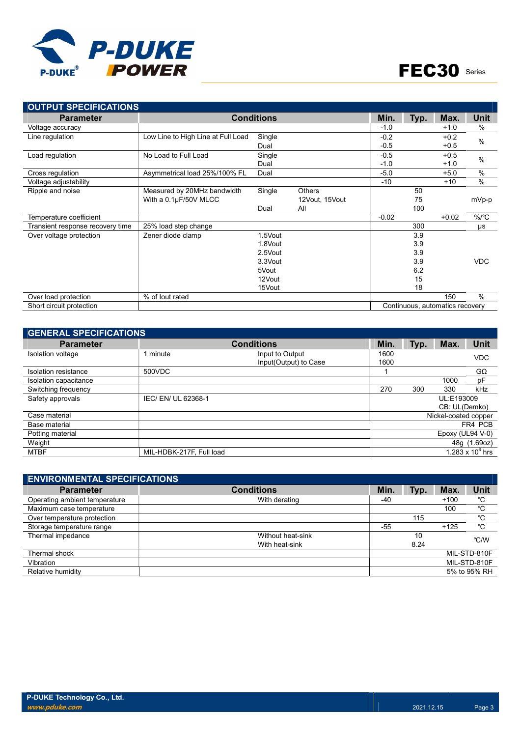# FEC30 Series

## OUTPUT SPECIFICATIONS

| Parameter | Conditions | | | Min. | Typ. | Max. | Unit |
|---|---|---|---|---|---|---|---|
| Voltage accuracy | | | | -1.0 | | +1.0 | % |
| Line regulation | Low Line to High Line at Full Load | Single | | -0.2 | | +0.2 | % |
| | | Dual | | -0.5 | | +0.5 | |
| Load regulation | No Load to Full Load | Single | | -0.5 | | +0.5 | % |
| | | Dual | | -1.0 | | +1.0 | |
| Cross regulation | Asymmetrical load 25%/100% FL | Dual | | -5.0 | | +5.0 | % |
| Voltage adjustability | | | | -10 | | +10 | % |
| Ripple and noise | Measured by 20MHz bandwidth | Single | Others | | 50 | | mVp-p |
| | With a 0.1µF/50V MLCC | | 12Vout, 15Vout | | 75 | | |
| | | Dual | All | | 100 | | |
| Temperature coefficient | | | | -0.02 | | +0.02 | %/℃ |
| Transient response recovery time | 25% load step change | | | | 300 | | µs |
| Over voltage protection | Zener diode clamp | 1.5Vout | | | 3.9 | | VDC |
| | | 1.8Vout | | | 3.9 | | |
| | | 2.5Vout | | | 3.9 | | |
| | | 3.3Vout | | | 3.9 | | |
| | | 5Vout | | | 6.2 | | |
| | | 12Vout | | | 15 | | |
| | | 15Vout | | | 18 | | |
| Over load protection | % of Iout rated | | | | | 150 | % |
| Short circuit protection | | | | Continuous, automatics recovery | | | |

## GENERAL SPECIFICATIONS

| Parameter | Conditions | | Min. | Typ. | Max. | Unit |
|---|---|---|---|---|---|---|
| Isolation voltage | 1 minute | Input to Output | 1600 | | | VDC |
| | | Input(Output) to Case | 1600 | | | |
| Isolation resistance | 500VDC | | 1 | | | GΩ |
| Isolation capacitance | | | | | 1000 | pF |
| Switching frequency | | | 270 | 300 | 330 | kHz |
| Safety approvals | IEC/ EN/ UL 62368-1 | | UL:E193009 CB: UL(Demko) | | | |
| Case material | | | Nickel-coated copper | | | |
| Base material | | | FR4 PCB | | | |
| Potting material | | | Epoxy (UL94 V-0) | | | |
| Weight | | | 48g (1.69oz) | | | |
| MTBF | MIL-HDBK-217F, Full load | | $1.283 \times 10^6$ hrs | | | |

## ENVIRONMENTAL SPECIFICATIONS

| Parameter | Conditions | Min. | Typ. | Max. | Unit |
|---|---|---|---|---|---|
| Operating ambient temperature | With derating | -40 | | +100 | ℃ |
| Maximum case temperature | | | | 100 | ℃ |
| Over temperature protection | | | 115 | | ℃ |
| Storage temperature range | | -55 | | +125 | ℃ |
| Thermal impedance | Without heat-sink | | 10 | | ℃/W |
| | With heat-sink | | 8.24 | | |
| Thermal shock | | MIL-STD-810F | | | |
| Vibration | | MIL-STD-810F | | | |
| Relative humidity | | 5% to 95% RH | | | |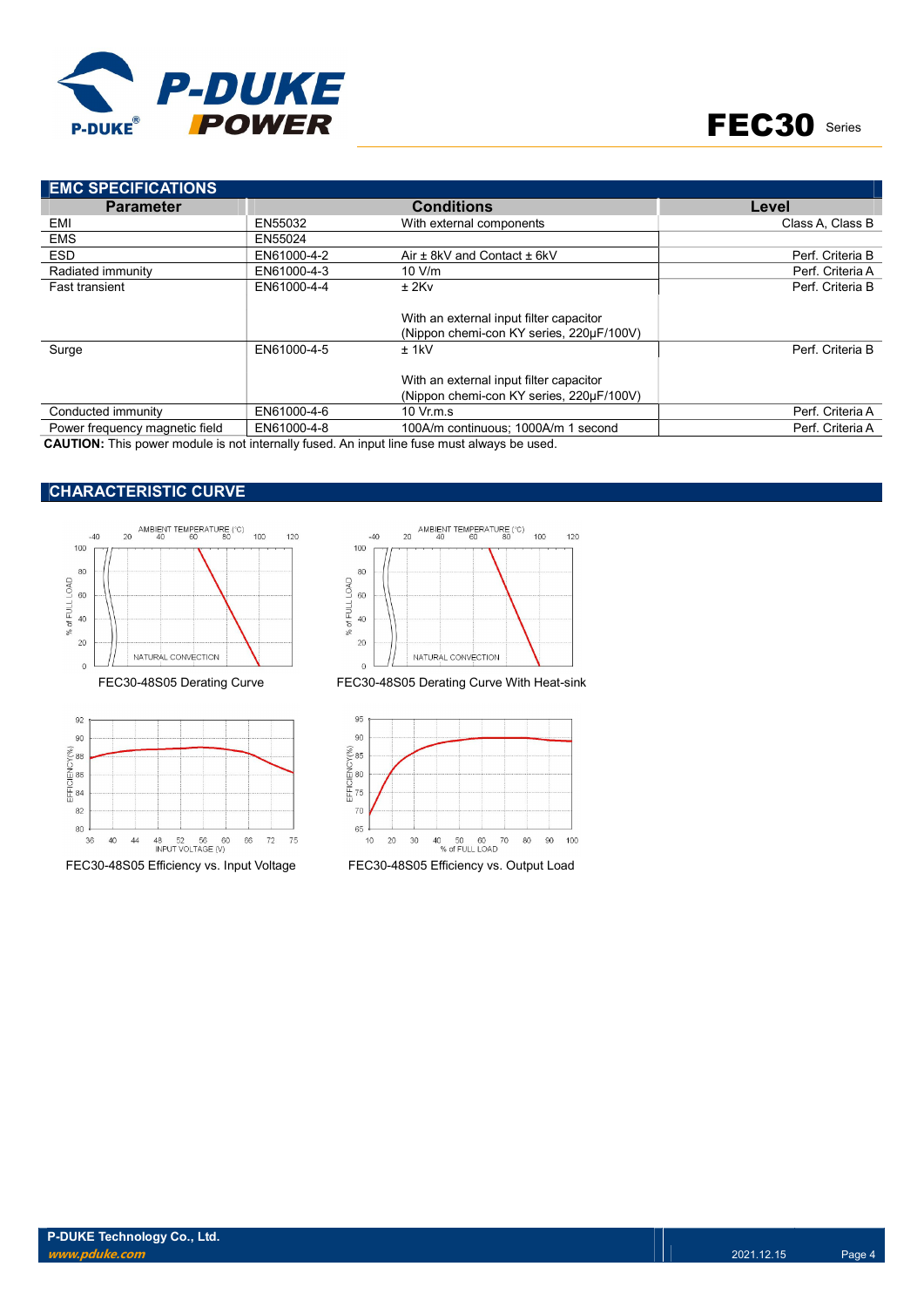## EMC SPECIFICATIONS

| Parameter | | Conditions | Level |
|---|---|---|---|
| EMI | EN55032 | With external components | Class A, Class B |
| EMS | EN55024 | | |
| ESD | EN61000-4-2 | Air ± 8kV and Contact ± 6kV | Perf. Criteria B |
| Radiated immunity | EN61000-4-3 | 10 V/m | Perf. Criteria A |
| Fast transient | EN61000-4-4 | ± 2Kv<br><br>With an external input filter capacitor (Nippon chemi-con KY series, 220μF/100V) | Perf. Criteria B |
| Surge | EN61000-4-5 | ± 1kV<br><br>With an external input filter capacitor (Nippon chemi-con KY series, 220μF/100V) | Perf. Criteria B |
| Conducted immunity | EN61000-4-6 | 10 Vr.m.s | Perf. Criteria A |
| Power frequency magnetic field | EN61000-4-8 | 100A/m continuous; 1000A/m 1 second | Perf. Criteria A |

**CAUTION:** This power module is not internally fused. An input line fuse must always be used.

## CHARACTERISTIC CURVE

FEC30-48S05 Derating Curve

FEC30-48S05 Derating Curve With Heat-sink

FEC30-48S05 Efficiency vs. Input Voltage

FEC30-48S05 Efficiency vs. Output Load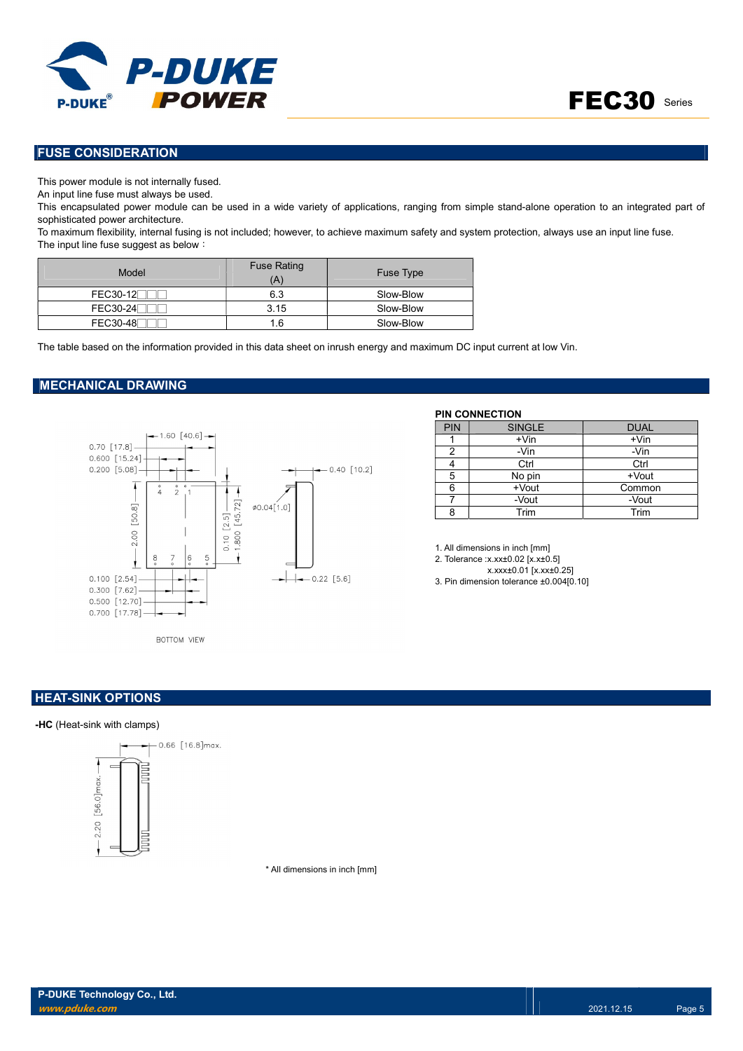## FUSE CONSIDERATION

This power module is not internally fused.
An input line fuse must always be used.
This encapsulated power module can be used in a wide variety of applications, ranging from simple stand-alone operation to an integrated part of sophisticated power architecture.
To maximum flexibility, internal fusing is not included; however, to achieve maximum safety and system protection, always use an input line fuse.
The input line fuse suggest as below：

| Model | Fuse Rating (A) | Fuse Type |
|---|---|---|
| FEC30-12□□□ | 6.3 | Slow-Blow |
| FEC30-24□□□ | 3.15 | Slow-Blow |
| FEC30-48□□□ | 1.6 | Slow-Blow |

The table based on the information provided in this data sheet on inrush energy and maximum DC input current at low Vin.

## MECHANICAL DRAWING

1.60 [40.6]
0.70 [17.8]
0.600 [15.24]
0.200 [5.08]
2.00 [50.8]
0.10 [2.5]
1.800 [45.72]
Ø0.04[1.0]
0.40 [10.2]
0.22 [5.6]
0.100 [2.54]
0.300 [7.62]
0.500 [12.70]
0.700 [17.78]

BOTTOM VIEW

**PIN CONNECTION**

| PIN | SINGLE | DUAL |
|---|---|---|
| 1 | +Vin | +Vin |
| 2 | -Vin | -Vin |
| 4 | Ctrl | Ctrl |
| 5 | No pin | +Vout |
| 6 | +Vout | Common |
| 7 | -Vout | -Vout |
| 8 | Trim | Trim |

1. All dimensions in inch [mm]
2. Tolerance :x.xx±0.02 [x.x±0.5]
   x.xxx±0.01 [x.xx±0.25]
3. Pin dimension tolerance ±0.004[0.10]

## HEAT-SINK OPTIONS

**-HC** (Heat-sink with clamps)

0.66 [16.8]max.
2.20 [56.0]max.

\* All dimensions in inch [mm]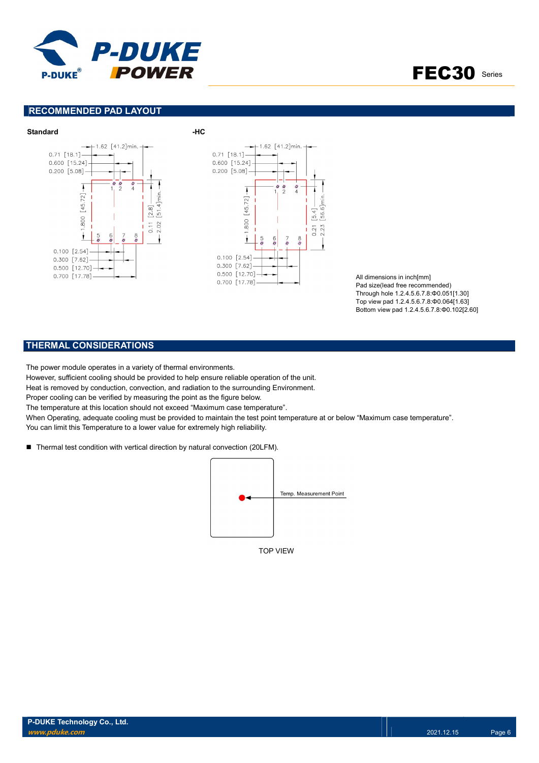## RECOMMENDED PAD LAYOUT

**Standard**

1.62 [41.2]min.
0.71 [18.1]
0.600 [15.24]
0.200 [5.08]
1.800 [45.72]
0.11 [2.8]
2.02 [51.4]min.
0.100 [2.54]
0.300 [7.62]
0.500 [12.70]
0.700 [17.78]

**-HC**

1.62 [41.2]min.
0.71 [18.1]
0.600 [15.24]
0.200 [5.08]
1.800 [45.72]
0.21 [5.4]
2.23 [56.6]min.
0.100 [2.54]
0.300 [7.62]
0.500 [12.70]
0.700 [17.78]

All dimensions in inch[mm]
Pad size(lead free recommended)
Through hole 1.2.4.5.6.7.8:Φ0.051[1.30]
Top view pad 1.2.4.5.6.7.8:Φ0.064[1.63]
Bottom view pad 1.2.4.5.6.7.8:Φ0.102[2.60]

## THERMAL CONSIDERATIONS

The power module operates in a variety of thermal environments.
However, sufficient cooling should be provided to help ensure reliable operation of the unit.
Heat is removed by conduction, convection, and radiation to the surrounding Environment.
Proper cooling can be verified by measuring the point as the figure below.
The temperature at this location should not exceed "Maximum case temperature".
When Operating, adequate cooling must be provided to maintain the test point temperature at or below "Maximum case temperature".
You can limit this Temperature to a lower value for extremely high reliability.

- Thermal test condition with vertical direction by natural convection (20LFM).

Temp. Measurement Point

TOP VIEW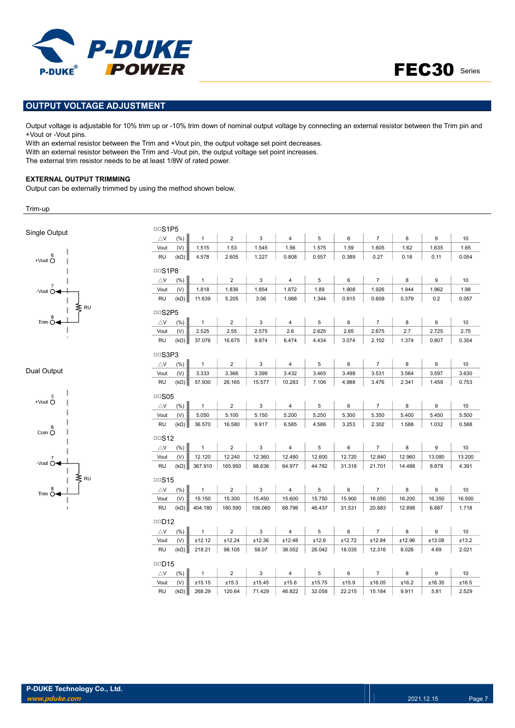## OUTPUT VOLTAGE ADJUSTMENT

Output voltage is adjustable for 10% trim up or -10% trim down of nominal output voltage by connecting an external resistor between the Trim pin and +Vout or -Vout pins.
With an external resistor between the Trim and +Vout pin, the output voltage set point decreases.
With an external resistor between the Trim and -Vout pin, the output voltage set point increases.
The external trim resistor needs to be at least 1/8W of rated power.

### EXTERNAL OUTPUT TRIMMING

Output can be externally trimmed by using the method shown below.

Trim-up

Single Output

6 +Vout
7 -Vout
RU
8 Trim

Dual Output

5 +Vout
6 Com
7 -Vout
RU
8 Trim

□□S1P5

| △V (%) | 1 | 2 | 3 | 4 | 5 | 6 | 7 | 8 | 9 | 10 |
|---|---|---|---|---|---|---|---|---|---|---|
| Vout (V) | 1.515 | 1.53 | 1.545 | 1.56 | 1.575 | 1.59 | 1.605 | 1.62 | 1.635 | 1.65 |
| RU (kΩ) | 4.578 | 2.605 | 1.227 | 0.808 | 0.557 | 0.389 | 0.27 | 0.18 | 0.11 | 0.054 |

□□S1P8

| △V (%) | 1 | 2 | 3 | 4 | 5 | 6 | 7 | 8 | 9 | 10 |
|---|---|---|---|---|---|---|---|---|---|---|
| Vout (V) | 1.818 | 1.836 | 1.854 | 1.872 | 1.89 | 1.908 | 1.926 | 1.944 | 1.962 | 1.98 |
| RU (kΩ) | 11.639 | 5.205 | 3.06 | 1.988 | 1.344 | 0.915 | 0.609 | 0.379 | 0.2 | 0.057 |

□□S2P5

| △V (%) | 1 | 2 | 3 | 4 | 5 | 6 | 7 | 8 | 9 | 10 |
|---|---|---|---|---|---|---|---|---|---|---|
| Vout (V) | 2.525 | 2.55 | 2.575 | 2.6 | 2.625 | 2.65 | 2.675 | 2.7 | 2.725 | 2.75 |
| RU (kΩ) | 37.076 | 16.675 | 9.874 | 6.474 | 4.434 | 3.074 | 2.102 | 1.374 | 0.807 | 0.354 |

□□S3P3

| △V (%) | 1 | 2 | 3 | 4 | 5 | 6 | 7 | 8 | 9 | 10 |
|---|---|---|---|---|---|---|---|---|---|---|
| Vout (V) | 3.333 | 3.366 | 3.399 | 3.432 | 3.465 | 3.498 | 3.531 | 3.564 | 3.597 | 3.630 |
| RU (kΩ) | 57.930 | 26.165 | 15.577 | 10.283 | 7.106 | 4.988 | 3.476 | 2.341 | 1.459 | 0.753 |

□□S05

| △V (%) | 1 | 2 | 3 | 4 | 5 | 6 | 7 | 8 | 9 | 10 |
|---|---|---|---|---|---|---|---|---|---|---|
| Vout (V) | 5.050 | 5.100 | 5.150 | 5.200 | 5.250 | 5.300 | 5.350 | 5.400 | 5.450 | 5.500 |
| RU (kΩ) | 36.570 | 16.580 | 9.917 | 6.585 | 4.586 | 3.253 | 2.302 | 1.588 | 1.032 | 0.588 |

□□S12

| △V (%) | 1 | 2 | 3 | 4 | 5 | 6 | 7 | 8 | 9 | 10 |
|---|---|---|---|---|---|---|---|---|---|---|
| Vout (V) | 12.120 | 12.240 | 12.360 | 12.480 | 12.600 | 12.720 | 12.840 | 12.960 | 13.080 | 13.200 |
| RU (kΩ) | 367.910 | 165.950 | 98.636 | 64.977 | 44.782 | 31.318 | 21.701 | 14.488 | 8.879 | 4.391 |

□□S15

| △V (%) | 1 | 2 | 3 | 4 | 5 | 6 | 7 | 8 | 9 | 10 |
|---|---|---|---|---|---|---|---|---|---|---|
| Vout (V) | 15.150 | 15.300 | 15.450 | 15.600 | 15.750 | 15.900 | 16.050 | 16.200 | 16.350 | 16.500 |
| RU (kΩ) | 404.180 | 180.590 | 106.060 | 68.796 | 46.437 | 31.531 | 20.883 | 12.898 | 6.687 | 1.718 |

□□D12

| △V (%) | 1 | 2 | 3 | 4 | 5 | 6 | 7 | 8 | 9 | 10 |
|---|---|---|---|---|---|---|---|---|---|---|
| Vout (V) | ±12.12 | ±12.24 | ±12.36 | ±12.48 | ±12.6 | ±12.72 | ±12.84 | ±12.96 | ±13.08 | ±13.2 |
| RU (kΩ) | 218.21 | 98.105 | 58.07 | 38.052 | 26.042 | 18.035 | 12.316 | 8.026 | 4.69 | 2.021 |

□□D15

| △V (%) | 1 | 2 | 3 | 4 | 5 | 6 | 7 | 8 | 9 | 10 |
|---|---|---|---|---|---|---|---|---|---|---|
| Vout (V) | ±15.15 | ±15.3 | ±15.45 | ±15.6 | ±15.75 | ±15.9 | ±16.05 | ±16.2 | ±16.35 | ±16.5 |
| RU (kΩ) | 268.29 | 120.64 | 71.429 | 46.822 | 32.058 | 22.215 | 15.184 | 9.911 | 5.81 | 2.529 |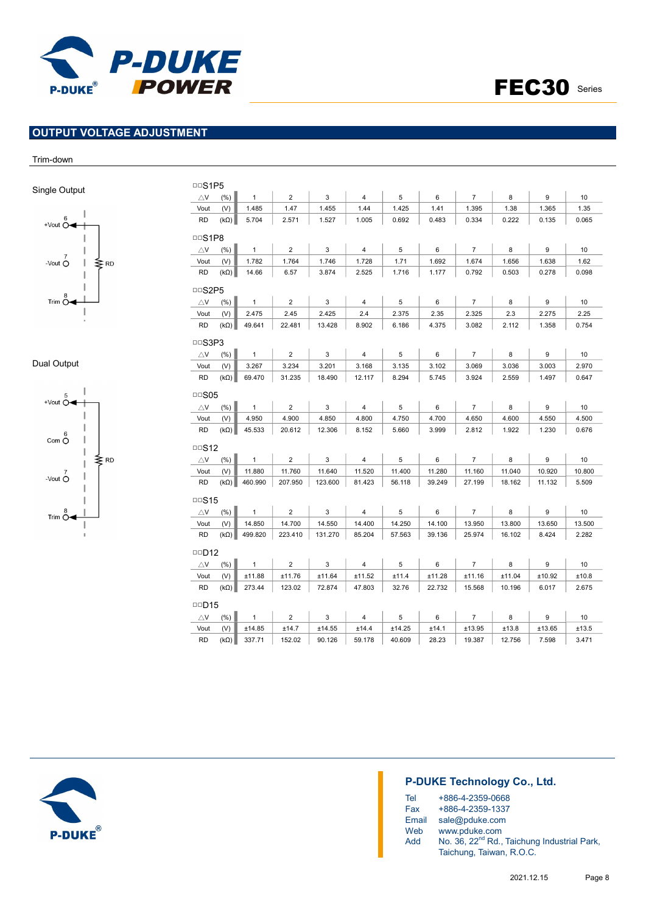## OUTPUT VOLTAGE ADJUSTMENT

Trim-down

Single Output

+Vout 6
-Vout 7
Trim 8
RD

Dual Output

+Vout 5
Com 6
-Vout 7
Trim 8
RD

□□S1P5

| △V (%) | 1 | 2 | 3 | 4 | 5 | 6 | 7 | 8 | 9 | 10 |
|---|---|---|---|---|---|---|---|---|---|---|
| Vout (V) | 1.485 | 1.47 | 1.455 | 1.44 | 1.425 | 1.41 | 1.395 | 1.38 | 1.365 | 1.35 |
| RD (kΩ) | 5.704 | 2.571 | 1.527 | 1.005 | 0.692 | 0.483 | 0.334 | 0.222 | 0.135 | 0.065 |

□□S1P8

| △V (%) | 1 | 2 | 3 | 4 | 5 | 6 | 7 | 8 | 9 | 10 |
|---|---|---|---|---|---|---|---|---|---|---|
| Vout (V) | 1.782 | 1.764 | 1.746 | 1.728 | 1.71 | 1.692 | 1.674 | 1.656 | 1.638 | 1.62 |
| RD (kΩ) | 14.66 | 6.57 | 3.874 | 2.525 | 1.716 | 1.177 | 0.792 | 0.503 | 0.278 | 0.098 |

□□S2P5

| △V (%) | 1 | 2 | 3 | 4 | 5 | 6 | 7 | 8 | 9 | 10 |
|---|---|---|---|---|---|---|---|---|---|---|
| Vout (V) | 2.475 | 2.45 | 2.425 | 2.4 | 2.375 | 2.35 | 2.325 | 2.3 | 2.275 | 2.25 |
| RD (kΩ) | 49.641 | 22.481 | 13.428 | 8.902 | 6.186 | 4.375 | 3.082 | 2.112 | 1.358 | 0.754 |

□□S3P3

| △V (%) | 1 | 2 | 3 | 4 | 5 | 6 | 7 | 8 | 9 | 10 |
|---|---|---|---|---|---|---|---|---|---|---|
| Vout (V) | 3.267 | 3.234 | 3.201 | 3.168 | 3.135 | 3.102 | 3.069 | 3.036 | 3.003 | 2.970 |
| RD (kΩ) | 69.470 | 31.235 | 18.490 | 12.117 | 8.294 | 5.745 | 3.924 | 2.559 | 1.497 | 0.647 |

□□S05

| △V (%) | 1 | 2 | 3 | 4 | 5 | 6 | 7 | 8 | 9 | 10 |
|---|---|---|---|---|---|---|---|---|---|---|
| Vout (V) | 4.950 | 4.900 | 4.850 | 4.800 | 4.750 | 4.700 | 4.650 | 4.600 | 4.550 | 4.500 |
| RD (kΩ) | 45.533 | 20.612 | 12.306 | 8.152 | 5.660 | 3.999 | 2.812 | 1.922 | 1.230 | 0.676 |

□□S12

| △V (%) | 1 | 2 | 3 | 4 | 5 | 6 | 7 | 8 | 9 | 10 |
|---|---|---|---|---|---|---|---|---|---|---|
| Vout (V) | 11.880 | 11.760 | 11.640 | 11.520 | 11.400 | 11.280 | 11.160 | 11.040 | 10.920 | 10.800 |
| RD (kΩ) | 460.990 | 207.950 | 123.600 | 81.423 | 56.118 | 39.249 | 27.199 | 18.162 | 11.132 | 5.509 |

□□S15

| △V (%) | 1 | 2 | 3 | 4 | 5 | 6 | 7 | 8 | 9 | 10 |
|---|---|---|---|---|---|---|---|---|---|---|
| Vout (V) | 14.850 | 14.700 | 14.550 | 14.400 | 14.250 | 14.100 | 13.950 | 13.800 | 13.650 | 13.500 |
| RD (kΩ) | 499.820 | 223.410 | 131.270 | 85.204 | 57.563 | 39.136 | 25.974 | 16.102 | 8.424 | 2.282 |

□□D12

| △V (%) | 1 | 2 | 3 | 4 | 5 | 6 | 7 | 8 | 9 | 10 |
|---|---|---|---|---|---|---|---|---|---|---|
| Vout (V) | ±11.88 | ±11.76 | ±11.64 | ±11.52 | ±11.4 | ±11.28 | ±11.16 | ±11.04 | ±10.92 | ±10.8 |
| RD (kΩ) | 273.44 | 123.02 | 72.874 | 47.803 | 32.76 | 22.732 | 15.568 | 10.196 | 6.017 | 2.675 |

□□D15

| △V (%) | 1 | 2 | 3 | 4 | 5 | 6 | 7 | 8 | 9 | 10 |
|---|---|---|---|---|---|---|---|---|---|---|
| Vout (V) | ±14.85 | ±14.7 | ±14.55 | ±14.4 | ±14.25 | ±14.1 | ±13.95 | ±13.8 | ±13.65 | ±13.5 |
| RD (kΩ) | 337.71 | 152.02 | 90.126 | 59.178 | 40.609 | 28.23 | 19.387 | 12.756 | 7.598 | 3.471 |